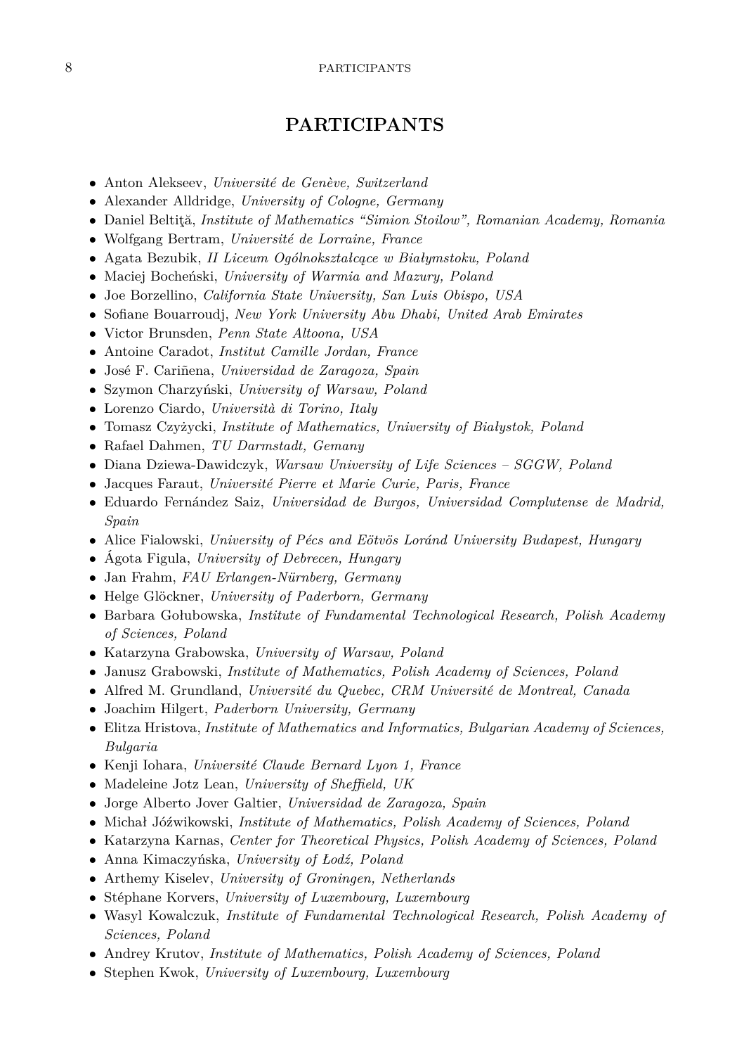# PARTICIPANTS

- Anton Alekseev, *Université de Genève, Switzerland*
- Alexander Alldridge, *University of Cologne, Germany*
- Daniel Beltiţă, *Institute of Mathematics "Simion Stoilow", Romanian Academy, Romania*
- Wolfgang Bertram, *Université de Lorraine, France*
- Agata Bezubik, *II Liceum Ogólnokształcące w Białymstoku, Poland*
- Maciej Bocheński, *University of Warmia and Mazury, Poland*
- Joe Borzellino, *California State University, San Luis Obispo, USA*
- Sofiane Bouarroudj, *New York University Abu Dhabi, United Arab Emirates*
- Victor Brunsden, *Penn State Altoona, USA*
- Antoine Caradot, *Institut Camille Jordan, France*
- José F. Cariñena, *Universidad de Zaragoza, Spain*
- Szymon Charzyński, *University of Warsaw, Poland*
- Lorenzo Ciardo, *Università di Torino, Italy*
- Tomasz Czyżycki, *Institute of Mathematics, University of Białystok, Poland*
- Rafael Dahmen, *TU Darmstadt, Gemany*
- Diana Dziewa-Dawidczyk, *Warsaw University of Life Sciences – SGGW, Poland*
- Jacques Faraut, *Université Pierre et Marie Curie, Paris, France*
- Eduardo Fernández Saiz, *Universidad de Burgos, Universidad Complutense de Madrid, Spain*
- Alice Fialowski, *University of Pécs and Eötvös Loránd University Budapest, Hungary*
- Ágota Figula, *University of Debrecen, Hungary*
- Jan Frahm, *FAU Erlangen-Nürnberg, Germany*
- Helge Glöckner, *University of Paderborn, Germany*
- Barbara Gołubowska, *Institute of Fundamental Technological Research, Polish Academy of Sciences, Poland*
- Katarzyna Grabowska, *University of Warsaw, Poland*
- Janusz Grabowski, *Institute of Mathematics, Polish Academy of Sciences, Poland*
- Alfred M. Grundland, *Université du Quebec, CRM Université de Montreal, Canada*
- Joachim Hilgert, *Paderborn University, Germany*
- Elitza Hristova, *Institute of Mathematics and Informatics, Bulgarian Academy of Sciences, Bulgaria*
- Kenji Iohara, *Université Claude Bernard Lyon 1, France*
- Madeleine Jotz Lean, *University of Sheffield, UK*
- Jorge Alberto Jover Galtier, *Universidad de Zaragoza, Spain*
- Michał Jóźwikowski, *Institute of Mathematics, Polish Academy of Sciences, Poland*
- Katarzyna Karnas, *Center for Theoretical Physics, Polish Academy of Sciences, Poland*
- Anna Kimaczyńska, *University of Łodź, Poland*
- Arthemy Kiselev, *University of Groningen, Netherlands*
- Stéphane Korvers, *University of Luxembourg, Luxembourg*
- Wasyl Kowalczuk, *Institute of Fundamental Technological Research, Polish Academy of Sciences, Poland*
- Andrey Krutov, *Institute of Mathematics, Polish Academy of Sciences, Poland*
- Stephen Kwok, *University of Luxembourg, Luxembourg*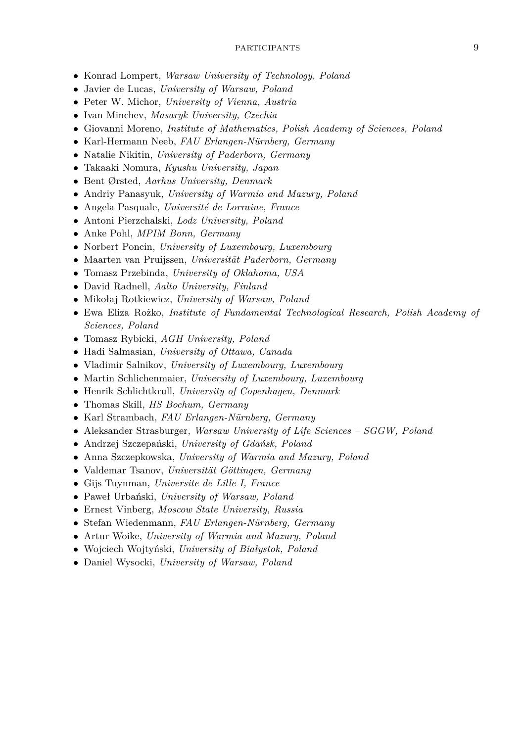- Konrad Lompert, *Warsaw University of Technology, Poland*
- Javier de Lucas, *University of Warsaw, Poland*
- Peter W. Michor, *University of Vienna, Austria*
- Ivan Minchev, *Masaryk University, Czechia*
- Giovanni Moreno, *Institute of Mathematics, Polish Academy of Sciences, Poland*
- Karl-Hermann Neeb, *FAU Erlangen-Nürnberg, Germany*
- Natalie Nikitin, *University of Paderborn, Germany*
- Takaaki Nomura, *Kyushu University, Japan*
- Bent Ørsted, *Aarhus University, Denmark*
- Andriy Panasyuk, *University of Warmia and Mazury, Poland*
- Angela Pasquale, *Université de Lorraine, France*
- Antoni Pierzchalski, *Lodz University, Poland*
- Anke Pohl, *MPIM Bonn, Germany*
- Norbert Poncin, *University of Luxembourg, Luxembourg*
- Maarten van Pruijssen, *Universität Paderborn, Germany*
- Tomasz Przebinda, *University of Oklahoma, USA*
- David Radnell, *Aalto University, Finland*
- Mikołaj Rotkiewicz, *University of Warsaw, Poland*
- Ewa Eliza Rożko, *Institute of Fundamental Technological Research, Polish Academy of Sciences, Poland*
- Tomasz Rybicki, *AGH University, Poland*
- Hadi Salmasian, *University of Ottawa, Canada*
- Vladimir Salnikov, *University of Luxembourg, Luxembourg*
- Martin Schlichenmaier, *University of Luxembourg, Luxembourg*
- Henrik Schlichtkrull, *University of Copenhagen, Denmark*
- Thomas Skill, *HS Bochum, Germany*
- Karl Strambach, *FAU Erlangen-Nürnberg, Germany*
- Aleksander Strasburger, *Warsaw University of Life Sciences – SGGW, Poland*
- Andrzej Szczepański, *University of Gdańsk, Poland*
- Anna Szczepkowska, *University of Warmia and Mazury, Poland*
- Valdemar Tsanov, *Universität Göttingen, Germany*
- Gijs Tuynman, *Universite de Lille I, France*
- Paweł Urbański, *University of Warsaw, Poland*
- Ernest Vinberg, *Moscow State University, Russia*
- Stefan Wiedenmann, *FAU Erlangen-Nürnberg, Germany*
- Artur Woike, *University of Warmia and Mazury, Poland*
- Wojciech Wojtyński, *University of Białystok, Poland*
- Daniel Wysocki, *University of Warsaw, Poland*